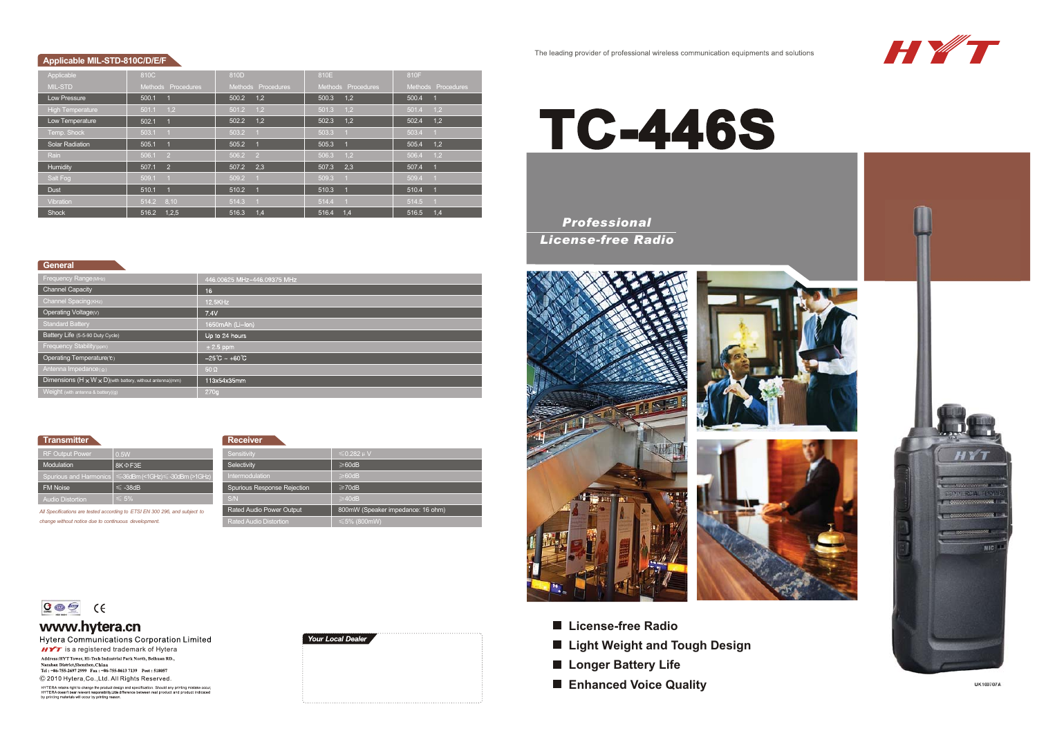The leading provider of professional wireless communication equipments and solutions

HYT

# TC-446S

*Professional License-free Radio*

- License-free Radio
- Light Weight and Tough Design
- Longer Battery Life
- Enhanced Voice Quality

## Applicable MIL-STD-810C/D/E/F

| Applicable MIL-STD | 810C Methods | 810C Procedures | 810D Methods | 810D Procedures | 810E Methods | 810E Procedures | 810F Methods | 810F Procedures |
|---|---|---|---|---|---|---|---|---|
| Low Pressure | 500.1 | 1 | 500.2 | 1,2 | 500.3 | 1,2 | 500.4 | 1 |
| High Temperature | 501.1 | 1,2 | 501.2 | 1,2 | 501.3 | 1,2 | 501.4 | 1,2 |
| Low Temperature | 502.1 | 1 | 502.2 | 1,2 | 502.3 | 1,2 | 502.4 | 1,2 |
| Temp. Shock | 503.1 | 1 | 503.2 | 1 | 503.3 | 1 | 503.4 | 1 |
| Solar Radiation | 505.1 | 1 | 505.2 | 1 | 505.3 | 1 | 505.4 | 1,2 |
| Rain | 506.1 | 2 | 506.2 | 2 | 506.3 | 1,2 | 506.4 | 1,2 |
| Humidity | 507.1 | 2 | 507.2 | 2,3 | 507.3 | 2,3 | 507.4 | 1 |
| Salt Fog | 509.1 | 1 | 509.2 | 1 | 509.3 | 1 | 509.4 | 1 |
| Dust | 510.1 | 1 | 510.2 | 1 | 510.3 | 1 | 510.4 | 1 |
| Vibration | 514.2 | 8,10 | 514.3 | 1 | 514.4 | 1 | 514.5 | 1 |
| Shock | 516.2 | 1,2,5 | 516.3 | 1,4 | 516.4 | 1,4 | 516.5 | 1,4 |

## General

| | |
|---|---|
| Frequency Range(MHz) | 446.00625 MHz~446.09375 MHz |
| Channel Capacity | 16 |
| Channel Spacing(KHz) | 12.5KHz |
| Operating Voltage(V) | 7.4V |
| Standard Battery | 1650mAh (Li-Ion) |
| Battery Life (5-5-90 Duty Cycle) | Up to 24 hours |
| Frequency Stability(ppm) | ±2.5 ppm |
| Operating Temperature(℃) | -25℃ ~ +60℃ |
| Antenna Impedance(Ω) | 50Ω |
| Dimensions (H×W×D)(with battery, without antenna)(mm) | 113x54x35mm |
| Weight (with antenna & battery)(g) | 270g |

## Transmitter

| | |
|---|---|
| RF Output Power | 0.5W |
| Modulation | 8K ΦF3E |
| Spurious and Harmonics | ≤-36dBm (<1GHz)≤-30dBm (>1GHz) |
| FM Noise | ≤ -38dB |
| Audio Distortion | ≤ 5% |

*All Specifications are tested according to ETSI EN 300 296, and subject to change without notice due to continuous development.*

## Receiver

| | |
|---|---|
| Sensitivity | ≤0.282 μV |
| Selectivity | ≥60dB |
| Intermodulation | ≥60dB |
| Spurious Response Rejection | ≥70dB |
| S/N | ≥40dB |
| Rated Audio Power Output | 800mW (Speaker impedance: 16 ohm) |
| Rated Audio Distortion | ≤5% (800mW) |

**Your Local Dealer**

CE

**www.hytera.cn**

Hytera Communications Corporation Limited

HYT is a registered trademark of Hytera

Address:HYT Tower, Hi-Tech Industrial Park North, Beihuan RD., Nanshan District,Shenzhen,China
Tel : +86-755-2697 2999 Fax : +86-755-8613 7139 Post : 518057

© 2010 Hytera.Co.,Ltd. All Rights Reserved.

HYTERA retains right to change the product design and specification. Should any printing mistake occur, HYTERA doesn't bear relevant responsibility.Little difference between real product and product indicated by printing materials will occur by printing reason.

UK100707A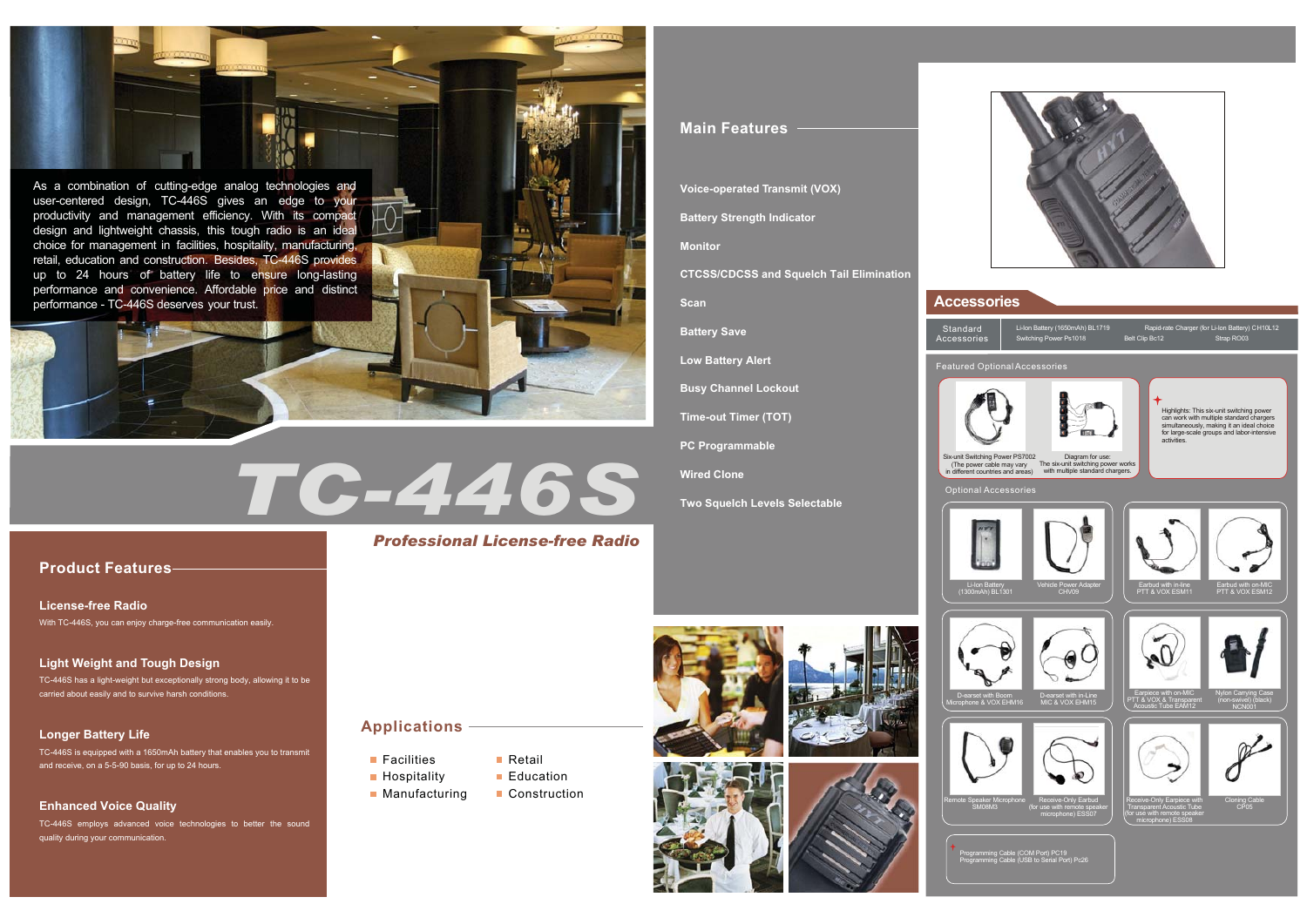As a combination of cutting-edge analog technologies and user-centered design, TC-446S gives an edge to your productivity and management efficiency. With its compact design and lightweight chassis, this tough radio is an ideal choice for management in facilities, hospitality, manufacturing, retail, education and construction. Besides, TC-446S provides up to 24 hours of battery life to ensure long-lasting performance and convenience. Affordable price and distinct performance - TC-446S deserves your trust.

# TC-446S

*Professional License-free Radio*

## Product Features

### License-free Radio

With TC-446S, you can enjoy charge-free communication easily.

### Light Weight and Tough Design

TC-446S has a light-weight but exceptionally strong body, allowing it to be carried about easily and to survive harsh conditions.

### Longer Battery Life

TC-446S is equipped with a 1650mAh battery that enables you to transmit and receive, on a 5-5-90 basis, for up to 24 hours.

### Enhanced Voice Quality

TC-446S employs advanced voice technologies to better the sound quality during your communication.

## Main Features

- Voice-operated Transmit (VOX)
- Battery Strength Indicator
- Monitor
- CTCSS/CDCSS and Squelch Tail Elimination
- Scan
- Battery Save
- Low Battery Alert
- Busy Channel Lockout
- Time-out Timer (TOT)
- PC Programmable
- Wired Clone
- Two Squelch Levels Selectable

## Applications

- Facilities
- Hospitality
- Manufacturing
- Retail
- Education
- Construction

## Accessories

**Standard Accessories**

- Li-Ion Battery (1650mAh) BL1719
- Rapid-rate Charger (for Li-Ion Battery) CH10L12
- Switching Power Ps1018
- Belt Clip Bc12
- Strap RO03

**Featured Optional Accessories**

- Six-unit Switching Power PS7002 (The power cable may vary in different countries and areas)
- Diagram for use: The six-unit switching power works with multiple standard chargers.

Highlights: This six-unit switching power can work with multiple standard chargers simultaneously, making it an ideal choice for large-scale groups and labor-intensive activities.

**Optional Accessories**

- Li-Ion Battery (1300mAh) BL1301
- Vehicle Power Adapter CHV09
- Earbud with in-line PTT & VOX ESM11
- Earbud with on-MIC PTT & VOX ESM12
- D-earset with Boom Microphone & VOX EHM16
- D-earset with in-Line MIC & VOX EHM15
- Earpiece with on-MIC PTT & VOX & Transparent Acoustic Tube EAM12
- Nylon Carrying Case (non-swivel) (black) NCN001
- Remote Speaker Microphone SM08M3
- Receive-Only Earbud (for use with remote speaker microphone) ESS07
- Receive-Only Earpiece with Transparent Acoustic Tube (for use with remote speaker microphone) ESS08
- Cloning Cable CP05
- Programming Cable (COM Port) PC19
- Programming Cable (USB to Serial Port) Pc26